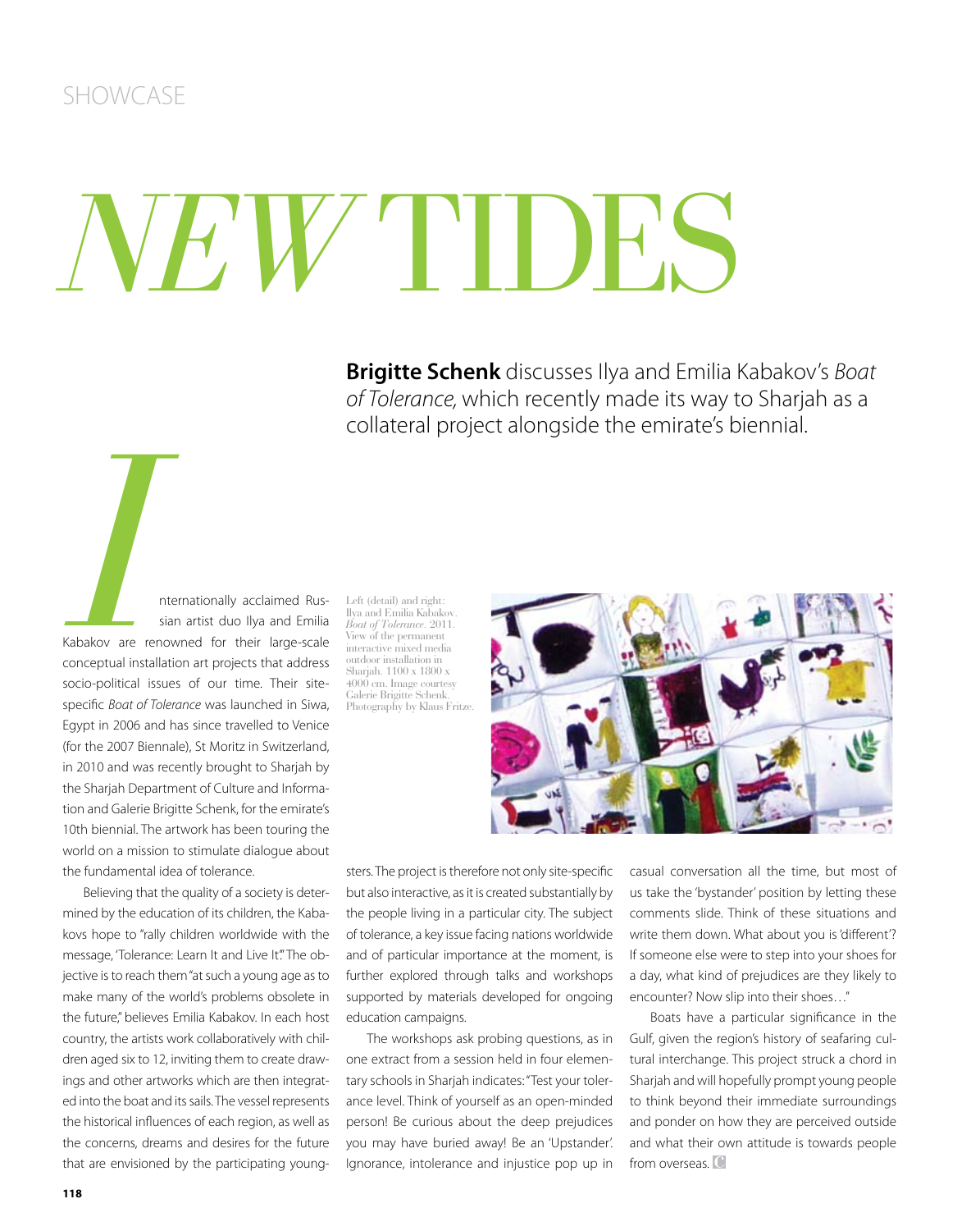SHOWCASE

# *NEW* TIDES

**Brigitte Schenk** discusses Ilya and Emilia Kabakov's *Boat of Tolerance,* which recently made its way to Sharjah as a collateral project alongside the emirate's biennial.

Internationally acclaimed Russian artist duo Ilya and Emilia Kabakov are renowned for their large-scale conceptual installation art projects that address socio-political issues of our time. Their site-specific *Boat of Tolerance* was launched in Siwa, Egypt in 2006 and has since travelled to Venice (for the 2007 Biennale), St Moritz in Switzerland, in 2010 and was recently brought to Sharjah by the Sharjah Department of Culture and Information and Galerie Brigitte Schenk, for the emirate's 10th biennial. The artwork has been touring the world on a mission to stimulate dialogue about the fundamental idea of tolerance.

Believing that the quality of a society is determined by the education of its children, the Kabakovs hope to "rally children worldwide with the message, 'Tolerance: Learn It and Live It'." The objective is to reach them "at such a young age as to make many of the world's problems obsolete in the future," believes Emilia Kabakov. In each host country, the artists work collaboratively with children aged six to 12, inviting them to create drawings and other artworks which are then integrated into the boat and its sails. The vessel represents the historical influences of each region, as well as the concerns, dreams and desires for the future that are envisioned by the participating youngsters. The project is therefore not only site-specific but also interactive, as it is created substantially by the people living in a particular city. The subject of tolerance, a key issue facing nations worldwide and of particular importance at the moment, is further explored through talks and workshops supported by materials developed for ongoing education campaigns.

Left (detail) and right: Ilya and Emilia Kabakov. *Boat of Tolerance*. 2011. View of the permanent interactive mixed media outdoor installation in Sharjah. 1100 x 1800 x 4000 cm. Image courtesy Galerie Brigitte Schenk. Photography by Klaus Fritze.

The workshops ask probing questions, as in one extract from a session held in four elementary schools in Sharjah indicates: "Test your tolerance level. Think of yourself as an open-minded person! Be curious about the deep prejudices you may have buried away! Be an 'Upstander'. Ignorance, intolerance and injustice pop up in casual conversation all the time, but most of us take the 'bystander' position by letting these comments slide. Think of these situations and write them down. What about you is 'different'? If someone else were to step into your shoes for a day, what kind of prejudices are they likely to encounter? Now slip into their shoes…"

Boats have a particular significance in the Gulf, given the region's history of seafaring cultural interchange. This project struck a chord in Sharjah and will hopefully prompt young people to think beyond their immediate surroundings and ponder on how they are perceived outside and what their own attitude is towards people from overseas.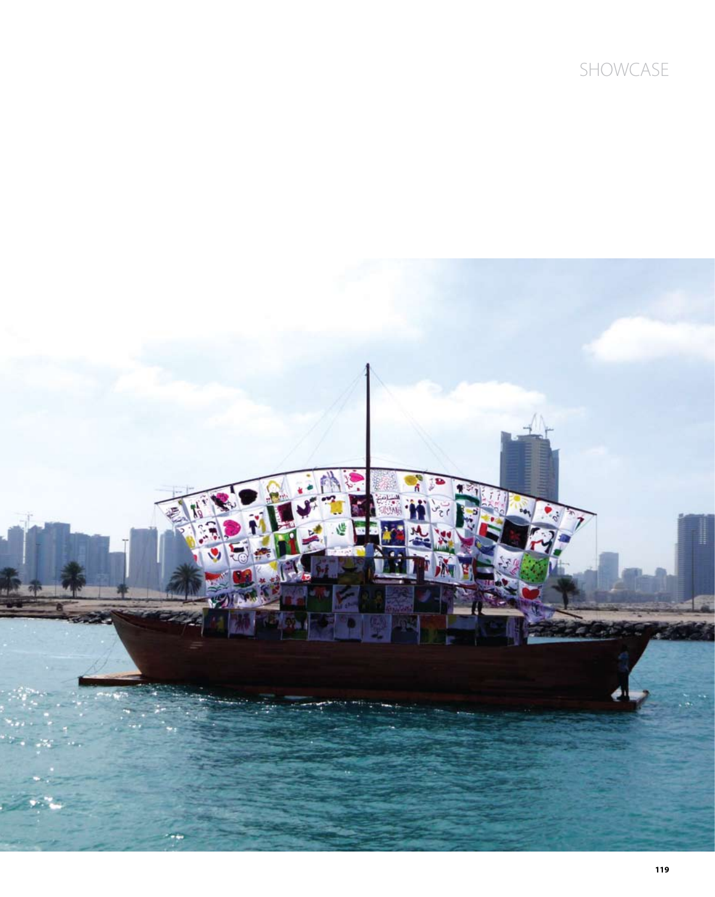SHOWCASE